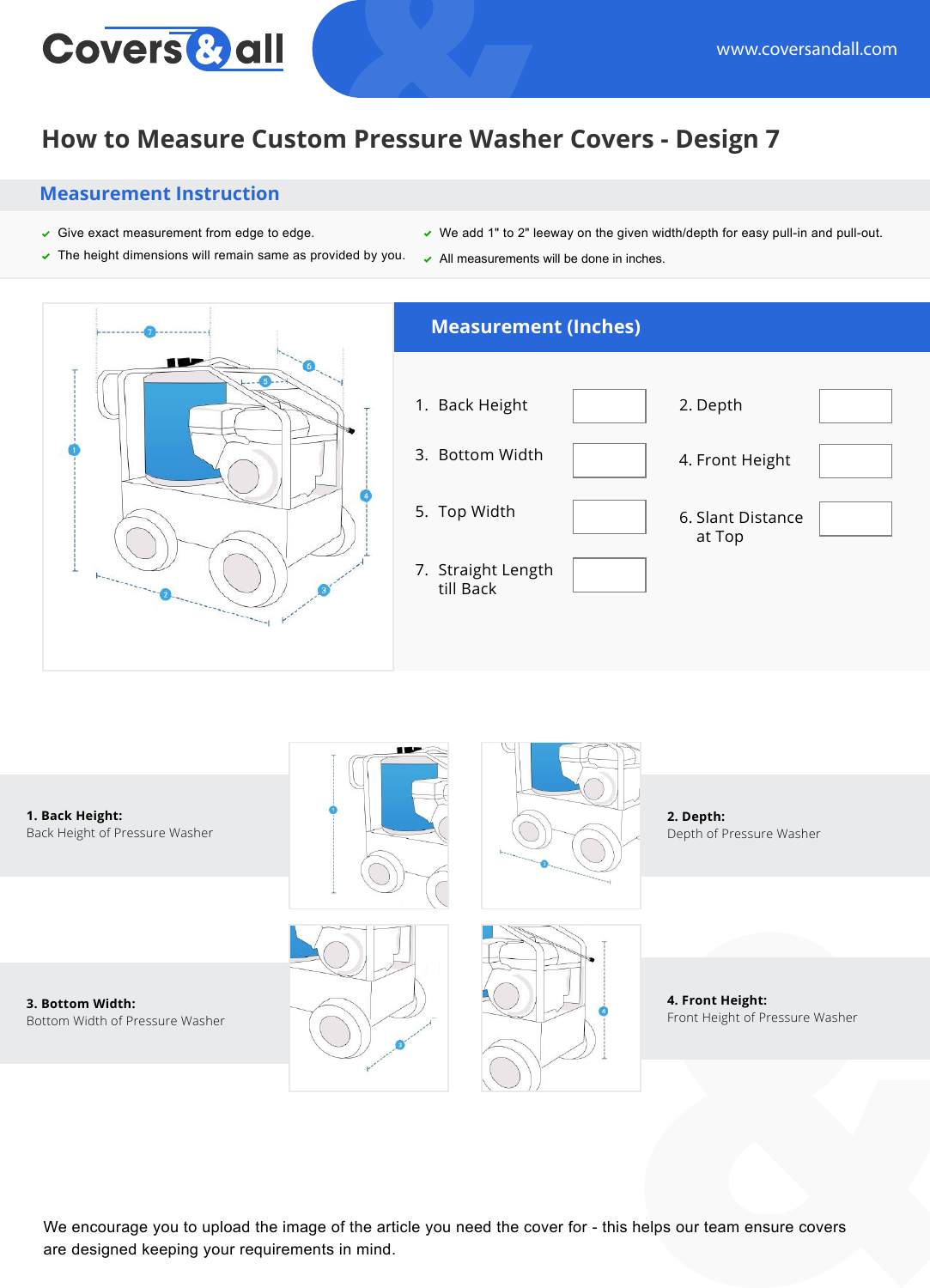# How to Measure Custom Pressure Washer Covers - Design 7

## Measurement Instruction

- Give exact measurement from edge to edge.
- The height dimensions will remain same as provided by you.
- We add 1" to 2" leeway on the given width/depth for easy pull-in and pull-out.
- All measurements will be done in inches.

## Measurement (Inches)

| | | | |
|---|---|---|---|
| 1. Back Height | | 2. Depth | |
| 3. Bottom Width | | 4. Front Height | |
| 5. Top Width | | 6. Slant Distance at Top | |
| 7. Straight Length till Back | | | |

**1. Back Height:**
Back Height of Pressure Washer

**2. Depth:**
Depth of Pressure Washer

**3. Bottom Width:**
Bottom Width of Pressure Washer

**4. Front Height:**
Front Height of Pressure Washer

We encourage you to upload the image of the article you need the cover for - this helps our team ensure covers are designed keeping your requirements in mind.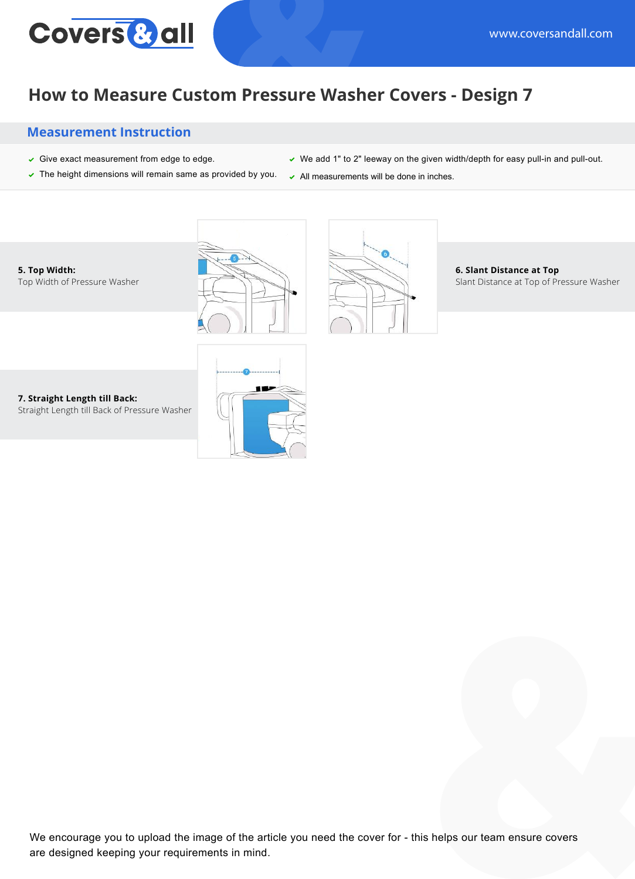# How to Measure Custom Pressure Washer Covers - Design 7

## Measurement Instruction

- Give exact measurement from edge to edge.
- The height dimensions will remain same as provided by you.
- We add 1" to 2" leeway on the given width/depth for easy pull-in and pull-out.
- All measurements will be done in inches.

**5. Top Width:**
Top Width of Pressure Washer

**6. Slant Distance at Top**
Slant Distance at Top of Pressure Washer

**7. Straight Length till Back:**
Straight Length till Back of Pressure Washer

We encourage you to upload the image of the article you need the cover for - this helps our team ensure covers are designed keeping your requirements in mind.